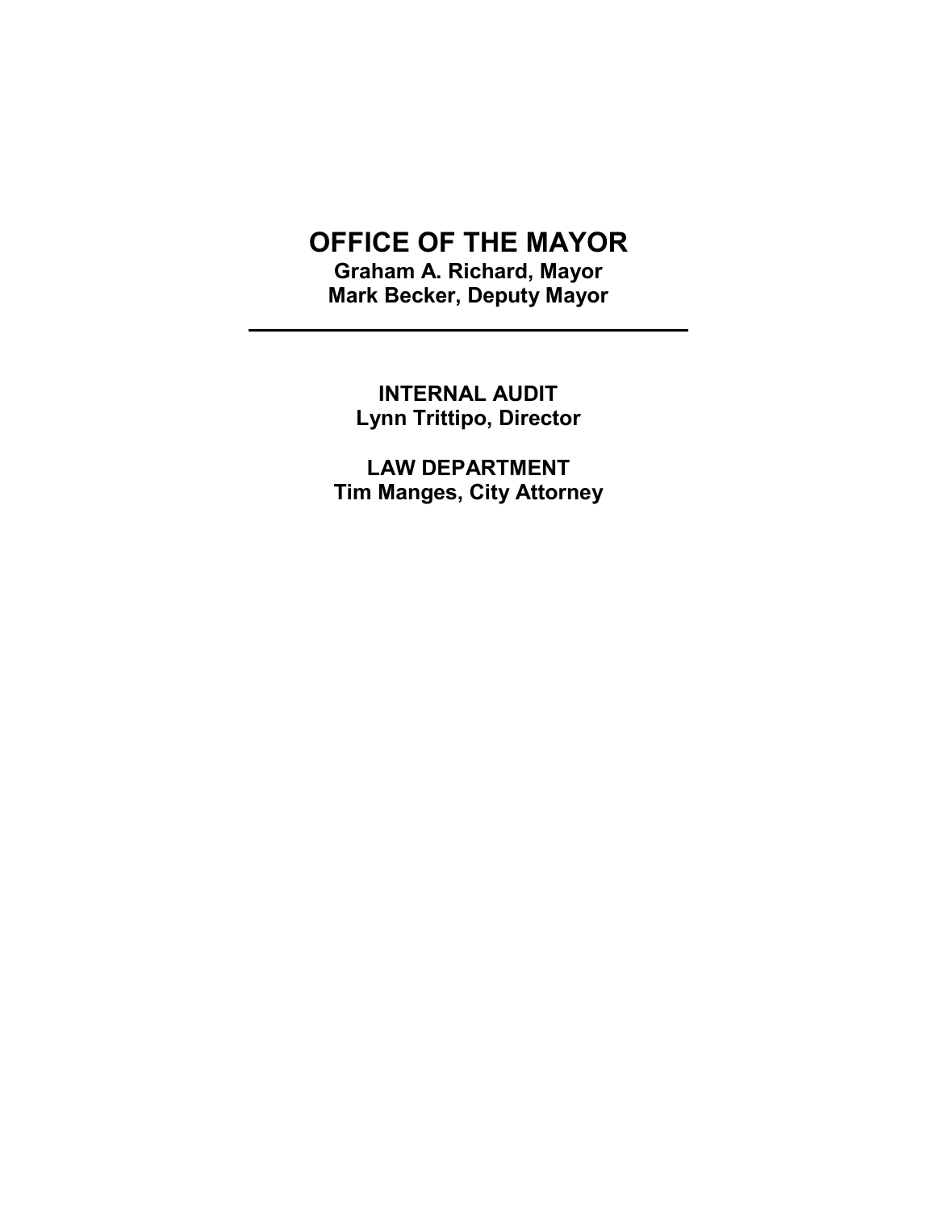# OFFICE OF THE MAYOR

**Graham A. Richard, Mayor**
**Mark Becker, Deputy Mayor**

---

**INTERNAL AUDIT**
**Lynn Trittipo, Director**

**LAW DEPARTMENT**
**Tim Manges, City Attorney**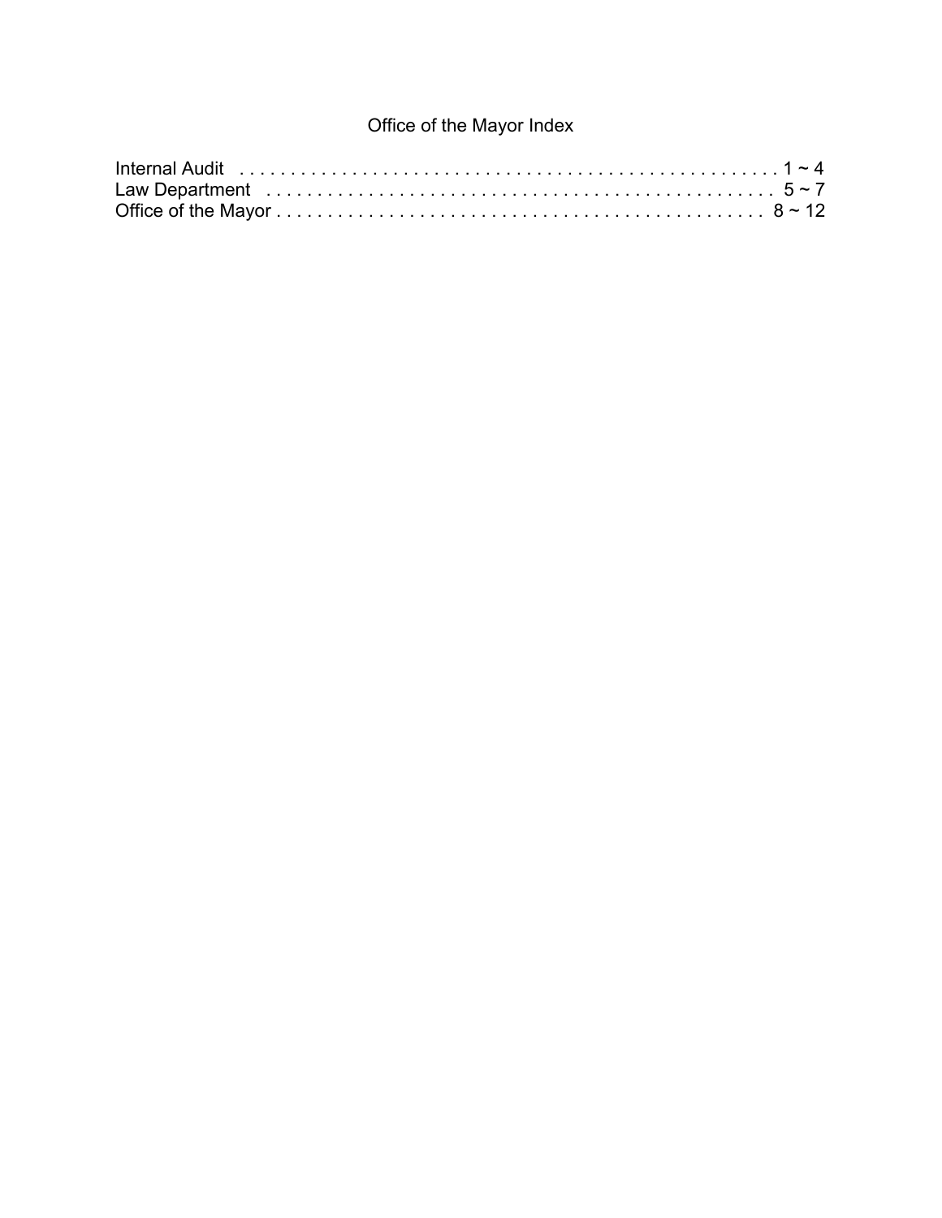# Office of the Mayor Index

Internal Audit . . . . . . . . . . . . . . . . . . . . . . . . . . . . . . . . . . . . . . . . . . . . . . . . . . . . . 1 ~ 4
Law Department . . . . . . . . . . . . . . . . . . . . . . . . . . . . . . . . . . . . . . . . . . . . . . . . . 5 ~ 7
Office of the Mayor . . . . . . . . . . . . . . . . . . . . . . . . . . . . . . . . . . . . . . . . . . . . . . 8 ~ 12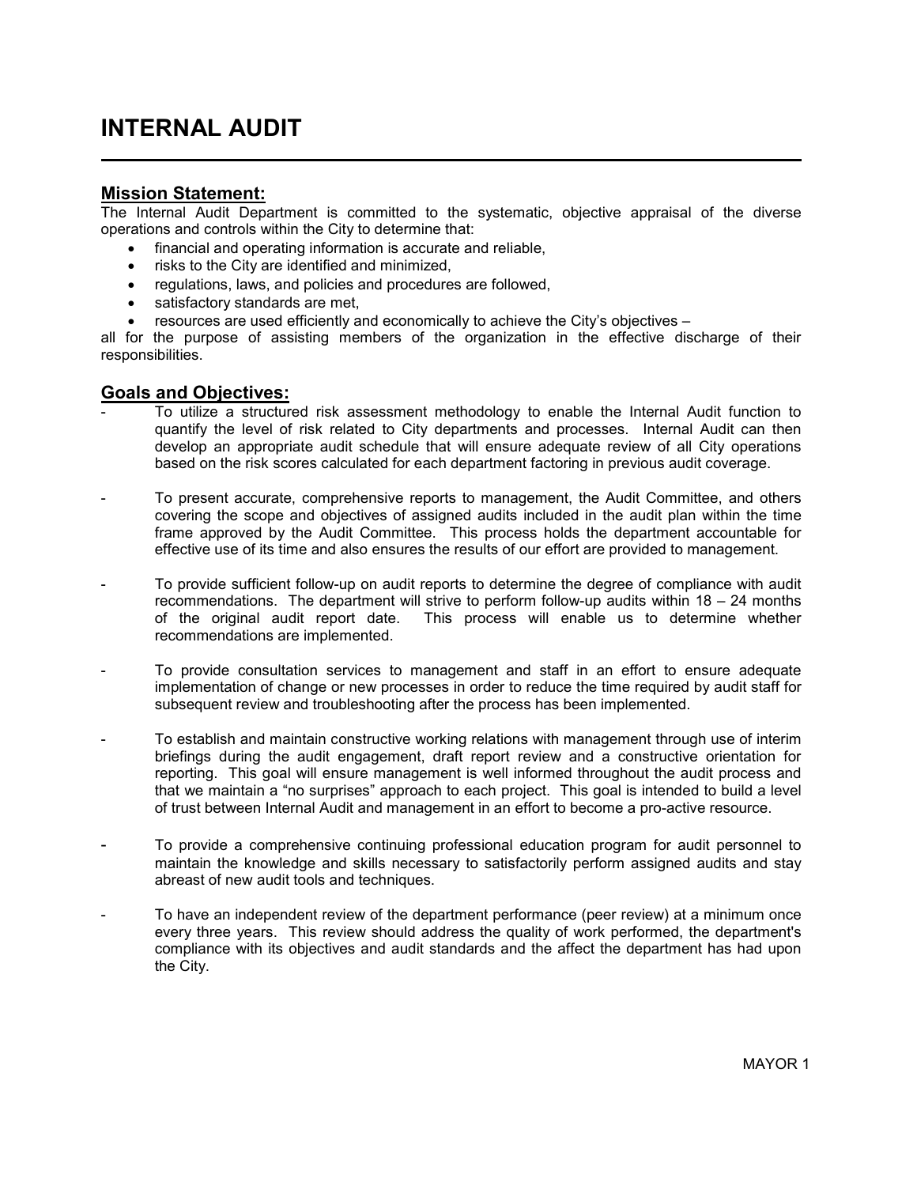# INTERNAL AUDIT

## Mission Statement:

The Internal Audit Department is committed to the systematic, objective appraisal of the diverse operations and controls within the City to determine that:

- financial and operating information is accurate and reliable,
- risks to the City are identified and minimized,
- regulations, laws, and policies and procedures are followed,
- satisfactory standards are met,
- resources are used efficiently and economically to achieve the City's objectives –

all for the purpose of assisting members of the organization in the effective discharge of their responsibilities.

## Goals and Objectives:

- To utilize a structured risk assessment methodology to enable the Internal Audit function to quantify the level of risk related to City departments and processes. Internal Audit can then develop an appropriate audit schedule that will ensure adequate review of all City operations based on the risk scores calculated for each department factoring in previous audit coverage.

- To present accurate, comprehensive reports to management, the Audit Committee, and others covering the scope and objectives of assigned audits included in the audit plan within the time frame approved by the Audit Committee. This process holds the department accountable for effective use of its time and also ensures the results of our effort are provided to management.

- To provide sufficient follow-up on audit reports to determine the degree of compliance with audit recommendations. The department will strive to perform follow-up audits within 18 – 24 months of the original audit report date. This process will enable us to determine whether recommendations are implemented.

- To provide consultation services to management and staff in an effort to ensure adequate implementation of change or new processes in order to reduce the time required by audit staff for subsequent review and troubleshooting after the process has been implemented.

- To establish and maintain constructive working relations with management through use of interim briefings during the audit engagement, draft report review and a constructive orientation for reporting. This goal will ensure management is well informed throughout the audit process and that we maintain a "no surprises" approach to each project. This goal is intended to build a level of trust between Internal Audit and management in an effort to become a pro-active resource.

- To provide a comprehensive continuing professional education program for audit personnel to maintain the knowledge and skills necessary to satisfactorily perform assigned audits and stay abreast of new audit tools and techniques.

- To have an independent review of the department performance (peer review) at a minimum once every three years. This review should address the quality of work performed, the department's compliance with its objectives and audit standards and the affect the department has had upon the City.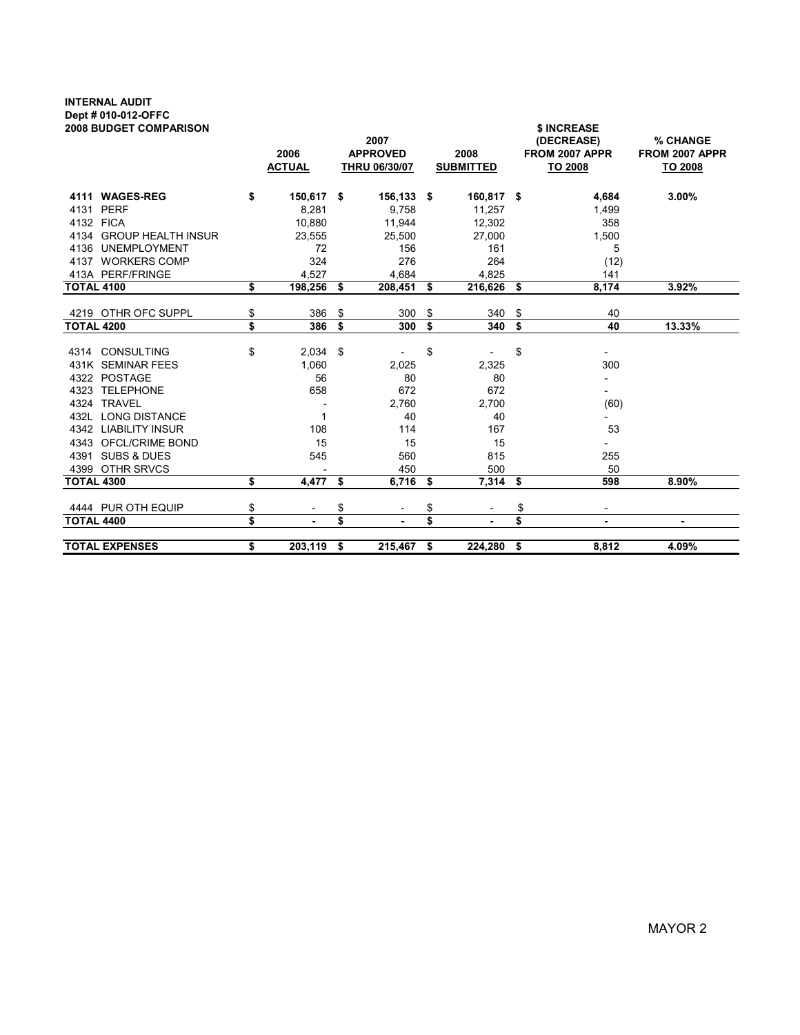**INTERNAL AUDIT**
**Dept # 010-012-OFFC**
**2008 BUDGET COMPARISON**

| | 2006 ACTUAL | 2007 APPROVED THRU 06/30/07 | 2008 SUBMITTED | $ INCREASE (DECREASE) FROM 2007 APPR TO 2008 | % CHANGE FROM 2007 APPR TO 2008 |
|---|---|---|---|---|---|
| **4111 WAGES-REG** | **$ 150,617** | **$ 156,133** | **$ 160,817** | **$ 4,684** | **3.00%** |
| 4131 PERF | 8,281 | 9,758 | 11,257 | 1,499 | |
| 4132 FICA | 10,880 | 11,944 | 12,302 | 358 | |
| 4134 GROUP HEALTH INSUR | 23,555 | 25,500 | 27,000 | 1,500 | |
| 4136 UNEMPLOYMENT | 72 | 156 | 161 | 5 | |
| 4137 WORKERS COMP | 324 | 276 | 264 | (12) | |
| 413A PERF/FRINGE | 4,527 | 4,684 | 4,825 | 141 | |
| **TOTAL 4100** | **$ 198,256** | **$ 208,451** | **$ 216,626** | **$ 8,174** | **3.92%** |
| 4219 OTHR OFC SUPPL | $ 386 | $ 300 | $ 340 | $ 40 | |
| **TOTAL 4200** | **$ 386** | **$ 300** | **$ 340** | **$ 40** | **13.33%** |
| 4314 CONSULTING | $ 2,034 | $ - | $ - | $ - | |
| 431K SEMINAR FEES | 1,060 | 2,025 | 2,325 | 300 | |
| 4322 POSTAGE | 56 | 80 | 80 | - | |
| 4323 TELEPHONE | 658 | 672 | 672 | - | |
| 4324 TRAVEL | - | 2,760 | 2,700 | (60) | |
| 432L LONG DISTANCE | 1 | 40 | 40 | - | |
| 4342 LIABILITY INSUR | 108 | 114 | 167 | 53 | |
| 4343 OFCL/CRIME BOND | 15 | 15 | 15 | - | |
| 4391 SUBS & DUES | 545 | 560 | 815 | 255 | |
| 4399 OTHR SRVCS | - | 450 | 500 | 50 | |
| **TOTAL 4300** | **$ 4,477** | **$ 6,716** | **$ 7,314** | **$ 598** | **8.90%** |
| 4444 PUR OTH EQUIP | $ - | $ - | $ - | $ - | |
| **TOTAL 4400** | **$ -** | **$ -** | **$ -** | **$ -** | **-** |
| **TOTAL EXPENSES** | **$ 203,119** | **$ 215,467** | **$ 224,280** | **$ 8,812** | **4.09%** |

MAYOR 2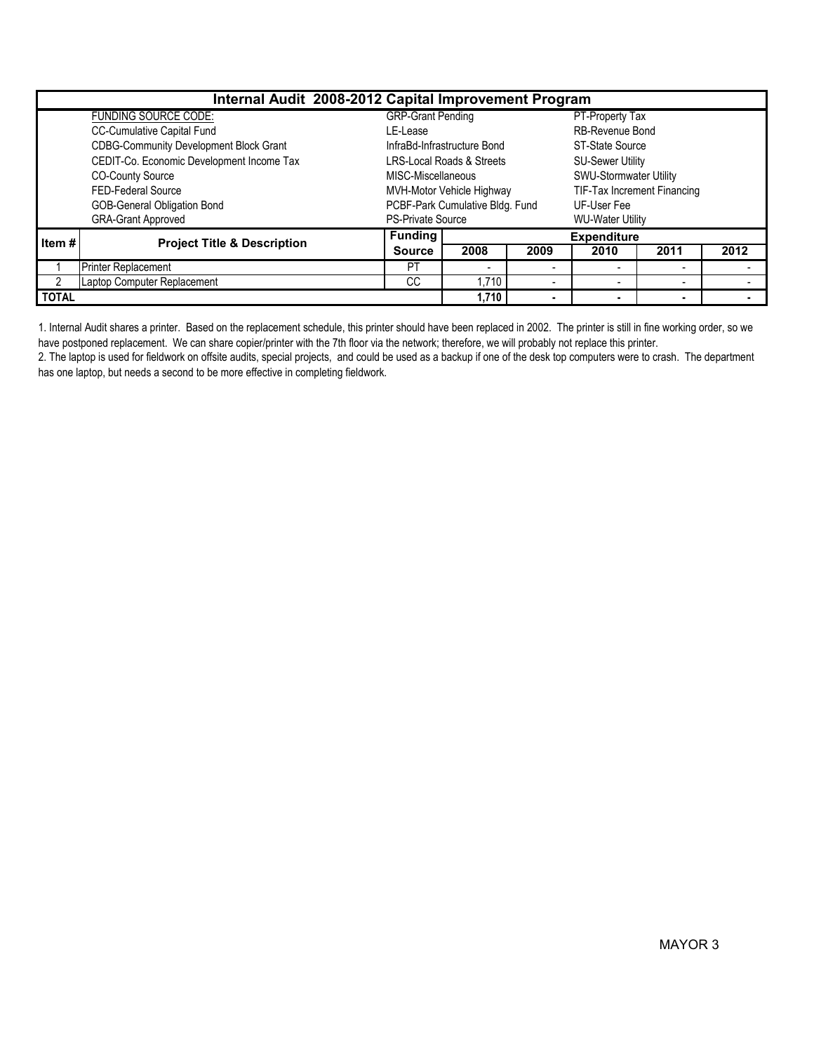# Internal Audit 2008-2012 Capital Improvement Program

| | | | |
|---|---|---|---|
| | FUNDING SOURCE CODE: | GRP-Grant Pending | PT-Property Tax |
| | CC-Cumulative Capital Fund | LE-Lease | RB-Revenue Bond |
| | CDBG-Community Development Block Grant | InfraBd-Infrastructure Bond | ST-State Source |
| | CEDIT-Co. Economic Development Income Tax | LRS-Local Roads & Streets | SU-Sewer Utility |
| | CO-County Source | MISC-Miscellaneous | SWU-Stormwater Utility |
| | FED-Federal Source | MVH-Motor Vehicle Highway | TIF-Tax Increment Financing |
| | GOB-General Obligation Bond | PCBF-Park Cumulative Bldg. Fund | UF-User Fee |
| | GRA-Grant Approved | PS-Private Source | WU-Water Utility |

| Item # | Project Title & Description | Funding Source | Expenditure 2008 | 2009 | 2010 | 2011 | 2012 |
|---|---|---|---|---|---|---|---|
| 1 | Printer Replacement | PT | - | - | - | - | - |
| 2 | Laptop Computer Replacement | CC | 1,710 | - | - | - | - |
| **TOTAL** | | | **1,710** | **-** | **-** | **-** | **-** |

1. Internal Audit shares a printer. Based on the replacement schedule, this printer should have been replaced in 2002. The printer is still in fine working order, so we have postponed replacement. We can share copier/printer with the 7th floor via the network; therefore, we will probably not replace this printer.
2. The laptop is used for fieldwork on offsite audits, special projects, and could be used as a backup if one of the desk top computers were to crash. The department has one laptop, but needs a second to be more effective in completing fieldwork.

MAYOR 3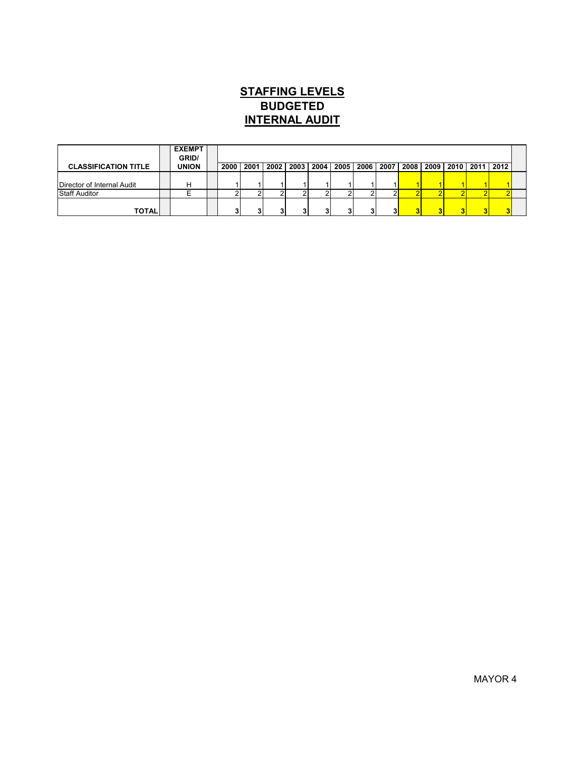# STAFFING LEVELS
## BUDGETED
## INTERNAL AUDIT

| CLASSIFICATION TITLE | EXEMPT GRID/ UNION | 2000 | 2001 | 2002 | 2003 | 2004 | 2005 | 2006 | 2007 | 2008 | 2009 | 2010 | 2011 | 2012 |
|---|---|---|---|---|---|---|---|---|---|---|---|---|---|---|
| Director of Internal Audit | H | 1 | 1 | 1 | 1 | 1 | 1 | 1 | 1 | 1 | 1 | 1 | 1 | 1 |
| Staff Auditor | E | 2 | 2 | 2 | 2 | 2 | 2 | 2 | 2 | 2 | 2 | 2 | 2 | 2 |
| **TOTAL** | | **3** | **3** | **3** | **3** | **3** | **3** | **3** | **3** | **3** | **3** | **3** | **3** | **3** |

MAYOR 4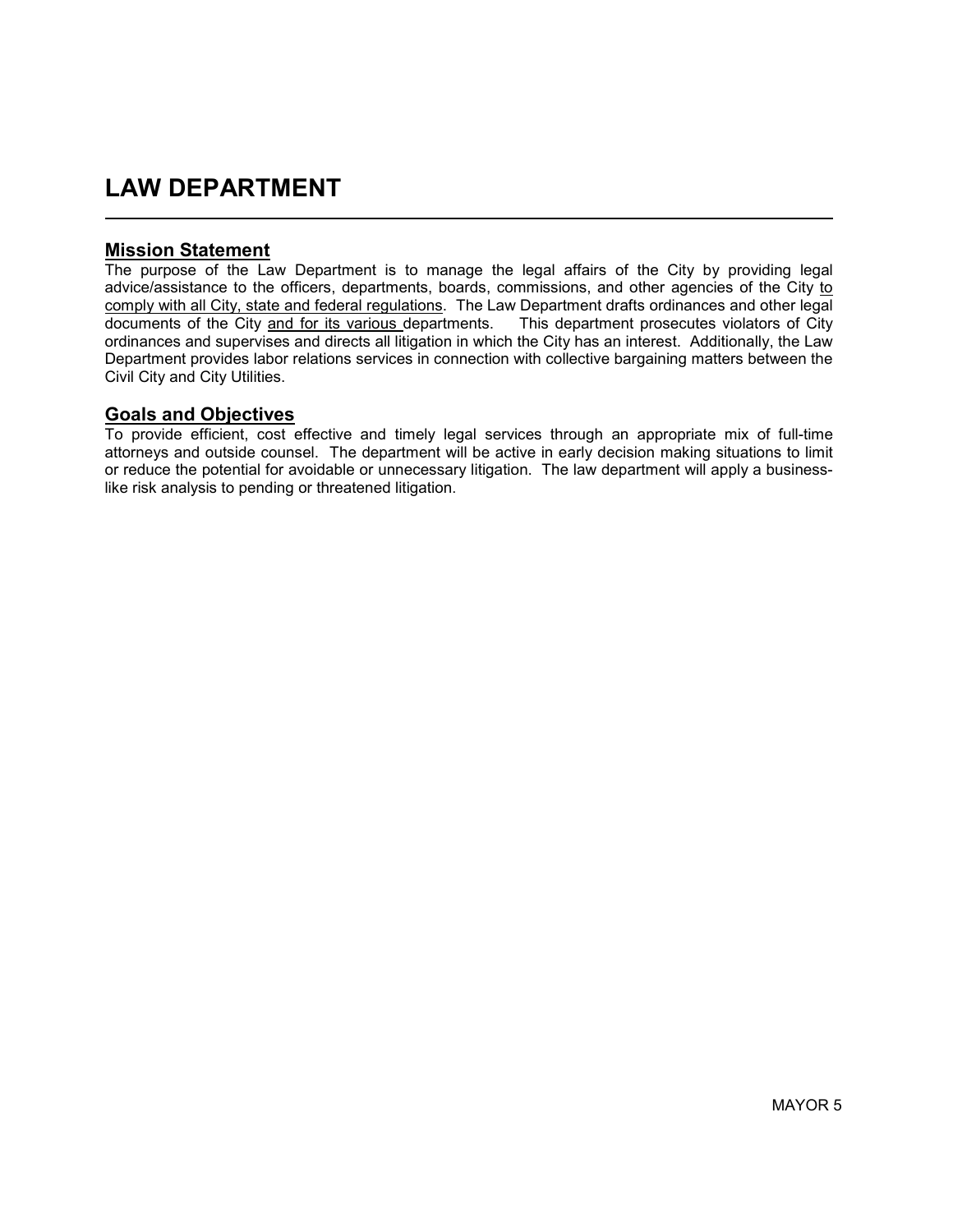# LAW DEPARTMENT

## Mission Statement

The purpose of the Law Department is to manage the legal affairs of the City by providing legal advice/assistance to the officers, departments, boards, commissions, and other agencies of the City to comply with all City, state and federal regulations. The Law Department drafts ordinances and other legal documents of the City and for its various departments. This department prosecutes violators of City ordinances and supervises and directs all litigation in which the City has an interest. Additionally, the Law Department provides labor relations services in connection with collective bargaining matters between the Civil City and City Utilities.

## Goals and Objectives

To provide efficient, cost effective and timely legal services through an appropriate mix of full-time attorneys and outside counsel. The department will be active in early decision making situations to limit or reduce the potential for avoidable or unnecessary litigation. The law department will apply a business-like risk analysis to pending or threatened litigation.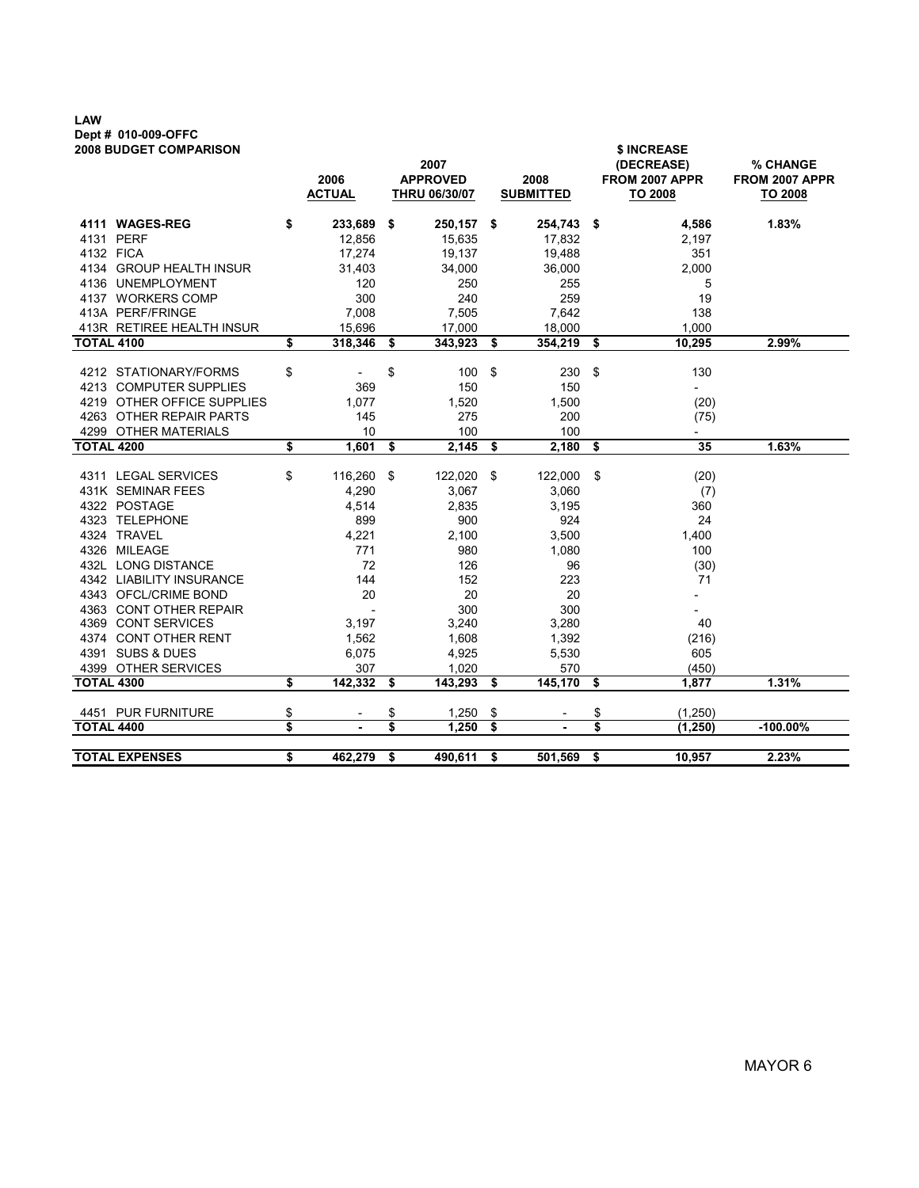**LAW**
**Dept # 010-009-OFFC**
**2008 BUDGET COMPARISON**

| | 2006 ACTUAL | 2007 APPROVED THRU 06/30/07 | 2008 SUBMITTED | $ INCREASE (DECREASE) FROM 2007 APPR TO 2008 | % CHANGE FROM 2007 APPR TO 2008 |
|---|---|---|---|---|---|
| **4111 WAGES-REG** | **$ 233,689** | **$ 250,157** | **$ 254,743** | **$ 4,586** | **1.83%** |
| 4131 PERF | 12,856 | 15,635 | 17,832 | 2,197 | |
| 4132 FICA | 17,274 | 19,137 | 19,488 | 351 | |
| 4134 GROUP HEALTH INSUR | 31,403 | 34,000 | 36,000 | 2,000 | |
| 4136 UNEMPLOYMENT | 120 | 250 | 255 | 5 | |
| 4137 WORKERS COMP | 300 | 240 | 259 | 19 | |
| 413A PERF/FRINGE | 7,008 | 7,505 | 7,642 | 138 | |
| 413R RETIREE HEALTH INSUR | 15,696 | 17,000 | 18,000 | 1,000 | |
| **TOTAL 4100** | **$ 318,346** | **$ 343,923** | **$ 354,219** | **$ 10,295** | **2.99%** |
| 4212 STATIONARY/FORMS | $ - | $ 100 | $ 230 | $ 130 | |
| 4213 COMPUTER SUPPLIES | 369 | 150 | 150 | - | |
| 4219 OTHER OFFICE SUPPLIES | 1,077 | 1,520 | 1,500 | (20) | |
| 4263 OTHER REPAIR PARTS | 145 | 275 | 200 | (75) | |
| 4299 OTHER MATERIALS | 10 | 100 | 100 | - | |
| **TOTAL 4200** | **$ 1,601** | **$ 2,145** | **$ 2,180** | **$ 35** | **1.63%** |
| 4311 LEGAL SERVICES | $ 116,260 | $ 122,020 | $ 122,000 | $ (20) | |
| 431K SEMINAR FEES | 4,290 | 3,067 | 3,060 | (7) | |
| 4322 POSTAGE | 4,514 | 2,835 | 3,195 | 360 | |
| 4323 TELEPHONE | 899 | 900 | 924 | 24 | |
| 4324 TRAVEL | 4,221 | 2,100 | 3,500 | 1,400 | |
| 4326 MILEAGE | 771 | 980 | 1,080 | 100 | |
| 432L LONG DISTANCE | 72 | 126 | 96 | (30) | |
| 4342 LIABILITY INSURANCE | 144 | 152 | 223 | 71 | |
| 4343 OFCL/CRIME BOND | 20 | 20 | 20 | - | |
| 4363 CONT OTHER REPAIR | - | 300 | 300 | - | |
| 4369 CONT SERVICES | 3,197 | 3,240 | 3,280 | 40 | |
| 4374 CONT OTHER RENT | 1,562 | 1,608 | 1,392 | (216) | |
| 4391 SUBS & DUES | 6,075 | 4,925 | 5,530 | 605 | |
| 4399 OTHER SERVICES | 307 | 1,020 | 570 | (450) | |
| **TOTAL 4300** | **$ 142,332** | **$ 143,293** | **$ 145,170** | **$ 1,877** | **1.31%** |
| 4451 PUR FURNITURE | $ - | $ 1,250 | $ - | $ (1,250) | |
| **TOTAL 4400** | **$ -** | **$ 1,250** | **$ -** | **$ (1,250)** | **-100.00%** |
| **TOTAL EXPENSES** | **$ 462,279** | **$ 490,611** | **$ 501,569** | **$ 10,957** | **2.23%** |

MAYOR 6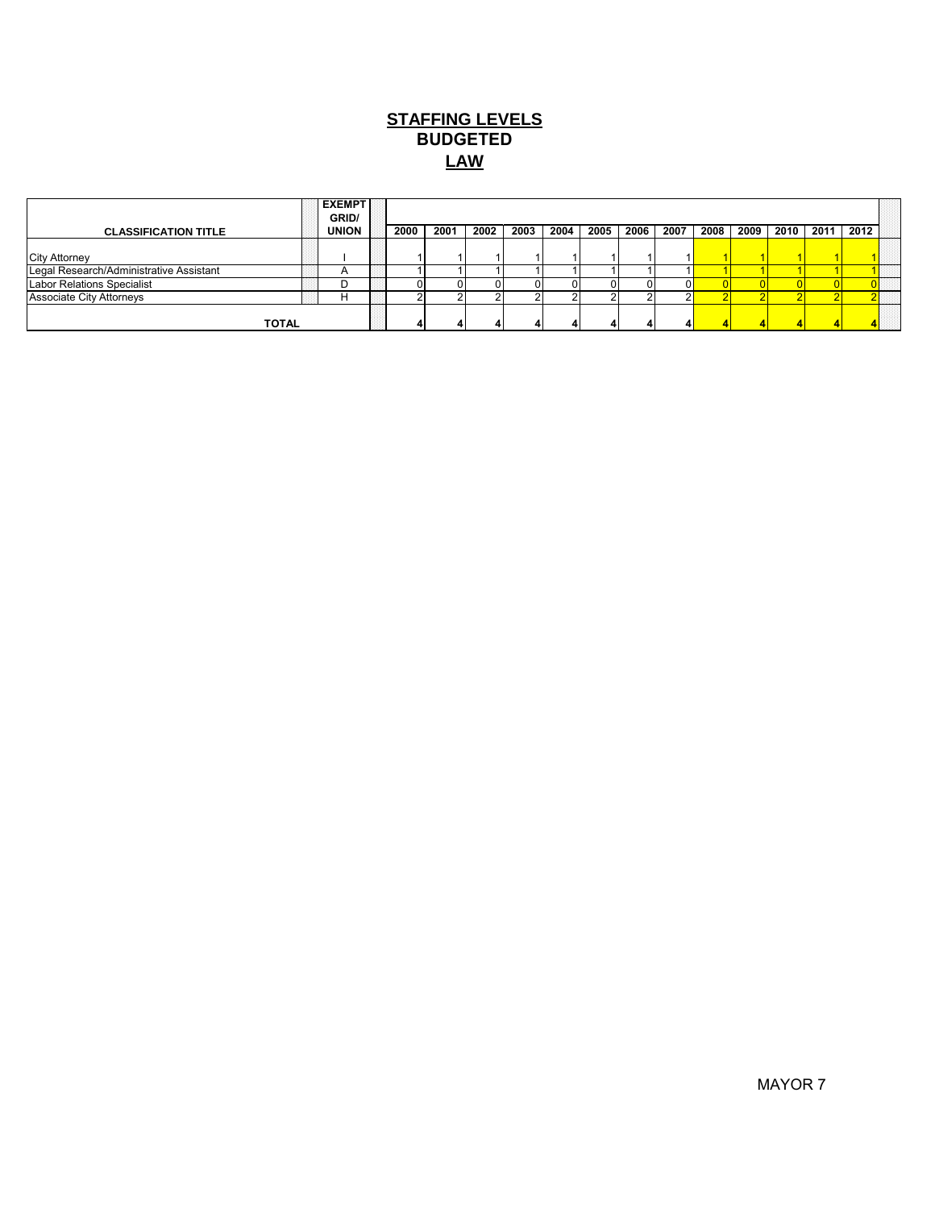# STAFFING LEVELS
# BUDGETED
# LAW

| CLASSIFICATION TITLE | EXEMPT GRID/ UNION | 2000 | 2001 | 2002 | 2003 | 2004 | 2005 | 2006 | 2007 | 2008 | 2009 | 2010 | 2011 | 2012 |
|---|---|---|---|---|---|---|---|---|---|---|---|---|---|---|
| City Attorney | I | 1 | 1 | 1 | 1 | 1 | 1 | 1 | 1 | 1 | 1 | 1 | 1 | 1 |
| Legal Research/Administrative Assistant | A | 1 | 1 | 1 | 1 | 1 | 1 | 1 | 1 | 1 | 1 | 1 | 1 | 1 |
| Labor Relations Specialist | D | 0 | 0 | 0 | 0 | 0 | 0 | 0 | 0 | 0 | 0 | 0 | 0 | 0 |
| Associate City Attorneys | H | 2 | 2 | 2 | 2 | 2 | 2 | 2 | 2 | 2 | 2 | 2 | 2 | 2 |
| **TOTAL** | | **4** | **4** | **4** | **4** | **4** | **4** | **4** | **4** | **4** | **4** | **4** | **4** | **4** |

MAYOR 7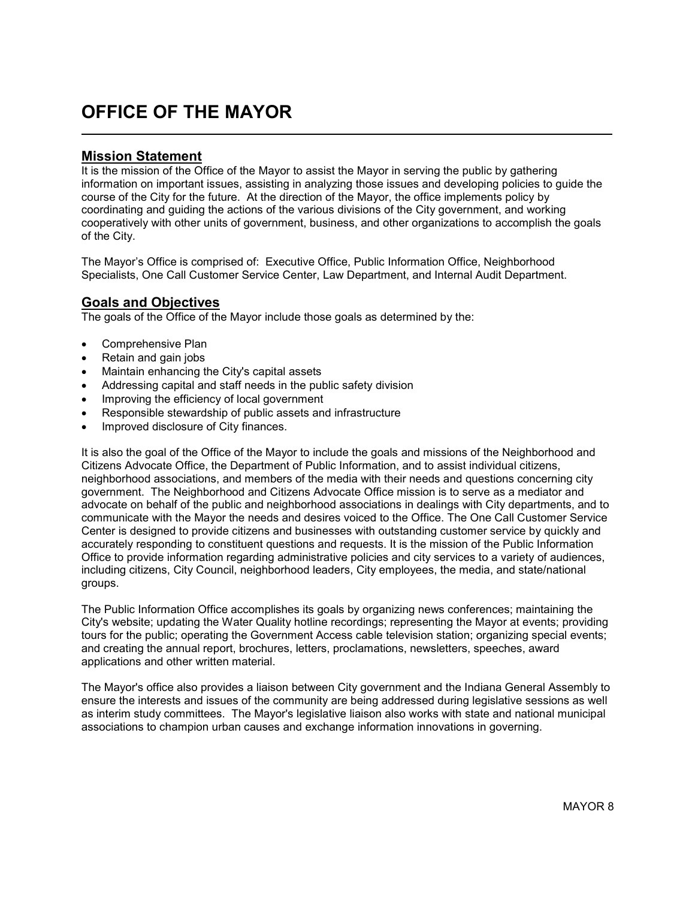# OFFICE OF THE MAYOR

## Mission Statement

It is the mission of the Office of the Mayor to assist the Mayor in serving the public by gathering information on important issues, assisting in analyzing those issues and developing policies to guide the course of the City for the future. At the direction of the Mayor, the office implements policy by coordinating and guiding the actions of the various divisions of the City government, and working cooperatively with other units of government, business, and other organizations to accomplish the goals of the City.

The Mayor's Office is comprised of: Executive Office, Public Information Office, Neighborhood Specialists, One Call Customer Service Center, Law Department, and Internal Audit Department.

## Goals and Objectives

The goals of the Office of the Mayor include those goals as determined by the:

- Comprehensive Plan
- Retain and gain jobs
- Maintain enhancing the City's capital assets
- Addressing capital and staff needs in the public safety division
- Improving the efficiency of local government
- Responsible stewardship of public assets and infrastructure
- Improved disclosure of City finances.

It is also the goal of the Office of the Mayor to include the goals and missions of the Neighborhood and Citizens Advocate Office, the Department of Public Information, and to assist individual citizens, neighborhood associations, and members of the media with their needs and questions concerning city government. The Neighborhood and Citizens Advocate Office mission is to serve as a mediator and advocate on behalf of the public and neighborhood associations in dealings with City departments, and to communicate with the Mayor the needs and desires voiced to the Office. The One Call Customer Service Center is designed to provide citizens and businesses with outstanding customer service by quickly and accurately responding to constituent questions and requests. It is the mission of the Public Information Office to provide information regarding administrative policies and city services to a variety of audiences, including citizens, City Council, neighborhood leaders, City employees, the media, and state/national groups.

The Public Information Office accomplishes its goals by organizing news conferences; maintaining the City's website; updating the Water Quality hotline recordings; representing the Mayor at events; providing tours for the public; operating the Government Access cable television station; organizing special events; and creating the annual report, brochures, letters, proclamations, newsletters, speeches, award applications and other written material.

The Mayor's office also provides a liaison between City government and the Indiana General Assembly to ensure the interests and issues of the community are being addressed during legislative sessions as well as interim study committees. The Mayor's legislative liaison also works with state and national municipal associations to champion urban causes and exchange information innovations in governing.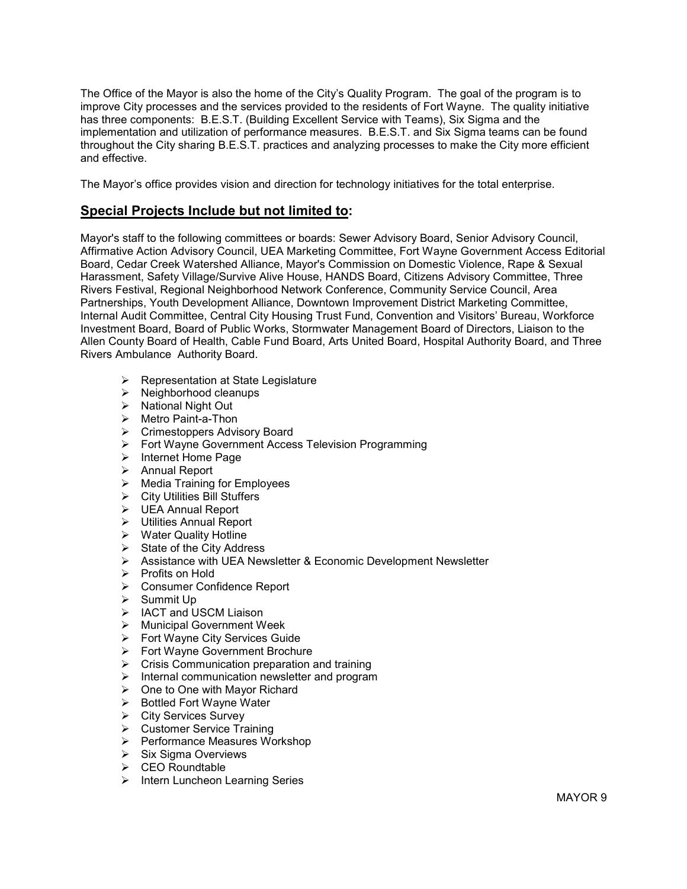The Office of the Mayor is also the home of the City's Quality Program. The goal of the program is to improve City processes and the services provided to the residents of Fort Wayne. The quality initiative has three components: B.E.S.T. (Building Excellent Service with Teams), Six Sigma and the implementation and utilization of performance measures. B.E.S.T. and Six Sigma teams can be found throughout the City sharing B.E.S.T. practices and analyzing processes to make the City more efficient and effective.

The Mayor's office provides vision and direction for technology initiatives for the total enterprise.

## Special Projects Include but not limited to:

Mayor's staff to the following committees or boards: Sewer Advisory Board, Senior Advisory Council, Affirmative Action Advisory Council, UEA Marketing Committee, Fort Wayne Government Access Editorial Board, Cedar Creek Watershed Alliance, Mayor's Commission on Domestic Violence, Rape & Sexual Harassment, Safety Village/Survive Alive House, HANDS Board, Citizens Advisory Committee, Three Rivers Festival, Regional Neighborhood Network Conference, Community Service Council, Area Partnerships, Youth Development Alliance, Downtown Improvement District Marketing Committee, Internal Audit Committee, Central City Housing Trust Fund, Convention and Visitors' Bureau, Workforce Investment Board, Board of Public Works, Stormwater Management Board of Directors, Liaison to the Allen County Board of Health, Cable Fund Board, Arts United Board, Hospital Authority Board, and Three Rivers Ambulance Authority Board.

- Representation at State Legislature
- Neighborhood cleanups
- National Night Out
- Metro Paint-a-Thon
- Crimestoppers Advisory Board
- Fort Wayne Government Access Television Programming
- Internet Home Page
- Annual Report
- Media Training for Employees
- City Utilities Bill Stuffers
- UEA Annual Report
- Utilities Annual Report
- Water Quality Hotline
- State of the City Address
- Assistance with UEA Newsletter & Economic Development Newsletter
- Profits on Hold
- Consumer Confidence Report
- Summit Up
- IACT and USCM Liaison
- Municipal Government Week
- Fort Wayne City Services Guide
- Fort Wayne Government Brochure
- Crisis Communication preparation and training
- Internal communication newsletter and program
- One to One with Mayor Richard
- Bottled Fort Wayne Water
- City Services Survey
- Customer Service Training
- Performance Measures Workshop
- Six Sigma Overviews
- CEO Roundtable
- Intern Luncheon Learning Series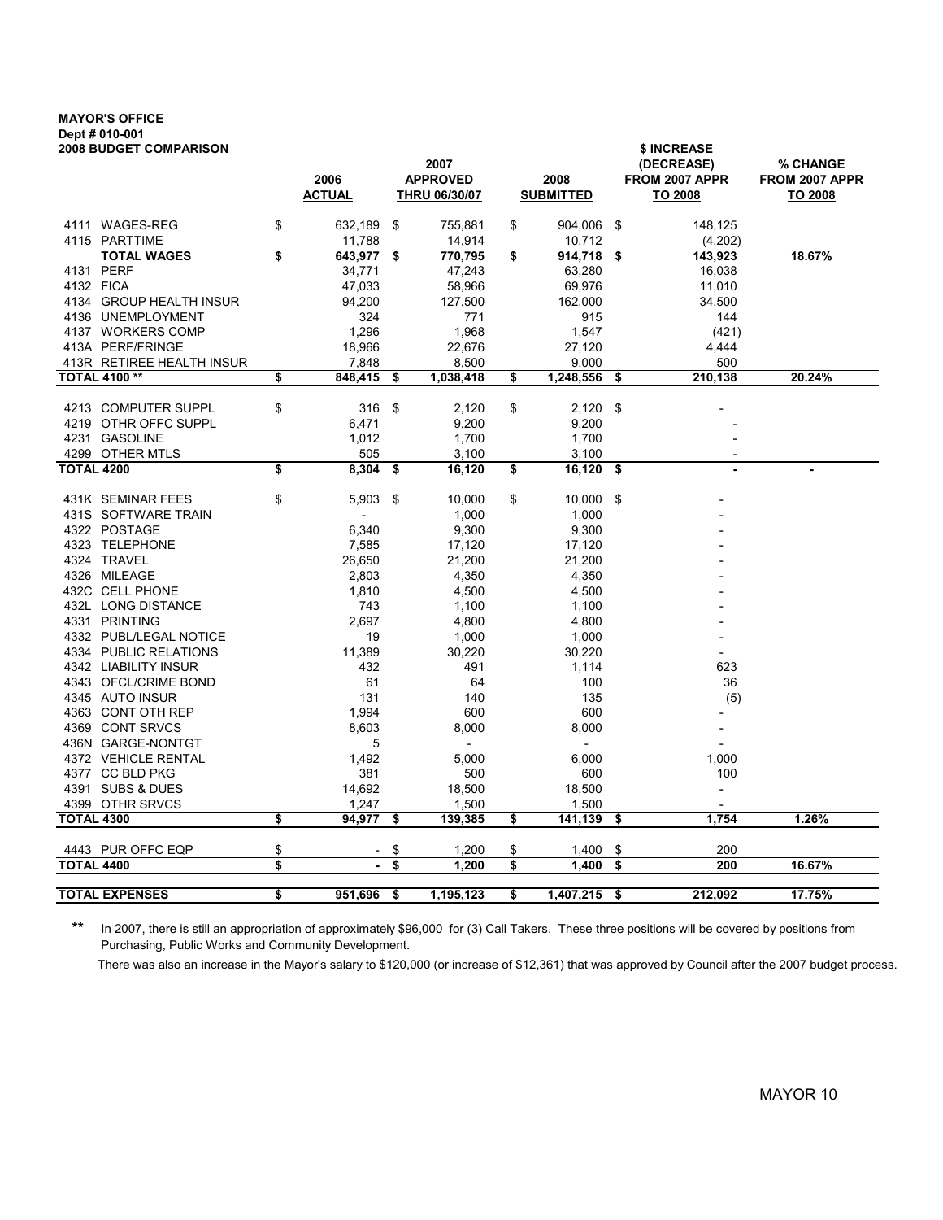**MAYOR'S OFFICE**
**Dept # 010-001**
**2008 BUDGET COMPARISON**

| | 2006 ACTUAL | 2007 APPROVED THRU 06/30/07 | 2008 SUBMITTED | $ INCREASE (DECREASE) FROM 2007 APPR TO 2008 | % CHANGE FROM 2007 APPR TO 2008 |
|---|---|---|---|---|---|
| 4111 WAGES-REG | $ 632,189 | $ 755,881 | $ 904,006 | $ 148,125 | |
| 4115 PARTTIME | 11,788 | 14,914 | 10,712 | (4,202) | |
| **TOTAL WAGES** | **$ 643,977** | **$ 770,795** | **$ 914,718** | **$ 143,923** | **18.67%** |
| 4131 PERF | 34,771 | 47,243 | 63,280 | 16,038 | |
| 4132 FICA | 47,033 | 58,966 | 69,976 | 11,010 | |
| 4134 GROUP HEALTH INSUR | 94,200 | 127,500 | 162,000 | 34,500 | |
| 4136 UNEMPLOYMENT | 324 | 771 | 915 | 144 | |
| 4137 WORKERS COMP | 1,296 | 1,968 | 1,547 | (421) | |
| 413A PERF/FRINGE | 18,966 | 22,676 | 27,120 | 4,444 | |
| 413R RETIREE HEALTH INSUR | 7,848 | 8,500 | 9,000 | 500 | |
| **TOTAL 4100 \*\*** | **$ 848,415** | **$ 1,038,418** | **$ 1,248,556** | **$ 210,138** | **20.24%** |
| 4213 COMPUTER SUPPL | $ 316 | $ 2,120 | $ 2,120 | $ - | |
| 4219 OTHR OFFC SUPPL | 6,471 | 9,200 | 9,200 | - | |
| 4231 GASOLINE | 1,012 | 1,700 | 1,700 | - | |
| 4299 OTHER MTLS | 505 | 3,100 | 3,100 | - | |
| **TOTAL 4200** | **$ 8,304** | **$ 16,120** | **$ 16,120** | **$ -** | **-** |
| 431K SEMINAR FEES | $ 5,903 | $ 10,000 | $ 10,000 | $ - | |
| 431S SOFTWARE TRAIN | - | 1,000 | 1,000 | - | |
| 4322 POSTAGE | 6,340 | 9,300 | 9,300 | - | |
| 4323 TELEPHONE | 7,585 | 17,120 | 17,120 | - | |
| 4324 TRAVEL | 26,650 | 21,200 | 21,200 | - | |
| 4326 MILEAGE | 2,803 | 4,350 | 4,350 | - | |
| 432C CELL PHONE | 1,810 | 4,500 | 4,500 | - | |
| 432L LONG DISTANCE | 743 | 1,100 | 1,100 | - | |
| 4331 PRINTING | 2,697 | 4,800 | 4,800 | - | |
| 4332 PUBL/LEGAL NOTICE | 19 | 1,000 | 1,000 | - | |
| 4334 PUBLIC RELATIONS | 11,389 | 30,220 | 30,220 | - | |
| 4342 LIABILITY INSUR | 432 | 491 | 1,114 | 623 | |
| 4343 OFCL/CRIME BOND | 61 | 64 | 100 | 36 | |
| 4345 AUTO INSUR | 131 | 140 | 135 | (5) | |
| 4363 CONT OTH REP | 1,994 | 600 | 600 | - | |
| 4369 CONT SRVCS | 8,603 | 8,000 | 8,000 | - | |
| 436N GARGE-NONTGT | 5 | - | - | - | |
| 4372 VEHICLE RENTAL | 1,492 | 5,000 | 6,000 | 1,000 | |
| 4377 CC BLD PKG | 381 | 500 | 600 | 100 | |
| 4391 SUBS & DUES | 14,692 | 18,500 | 18,500 | - | |
| 4399 OTHR SRVCS | 1,247 | 1,500 | 1,500 | - | |
| **TOTAL 4300** | **$ 94,977** | **$ 139,385** | **$ 141,139** | **$ 1,754** | **1.26%** |
| 4443 PUR OFFC EQP | $ - | $ 1,200 | $ 1,400 | $ 200 | |
| **TOTAL 4400** | **$ -** | **$ 1,200** | **$ 1,400** | **$ 200** | **16.67%** |
| **TOTAL EXPENSES** | **$ 951,696** | **$ 1,195,123** | **$ 1,407,215** | **$ 212,092** | **17.75%** |

\*\* In 2007, there is still an appropriation of approximately $96,000 for (3) Call Takers. These three positions will be covered by positions from Purchasing, Public Works and Community Development.

There was also an increase in the Mayor's salary to $120,000 (or increase of $12,361) that was approved by Council after the 2007 budget process.

MAYOR 10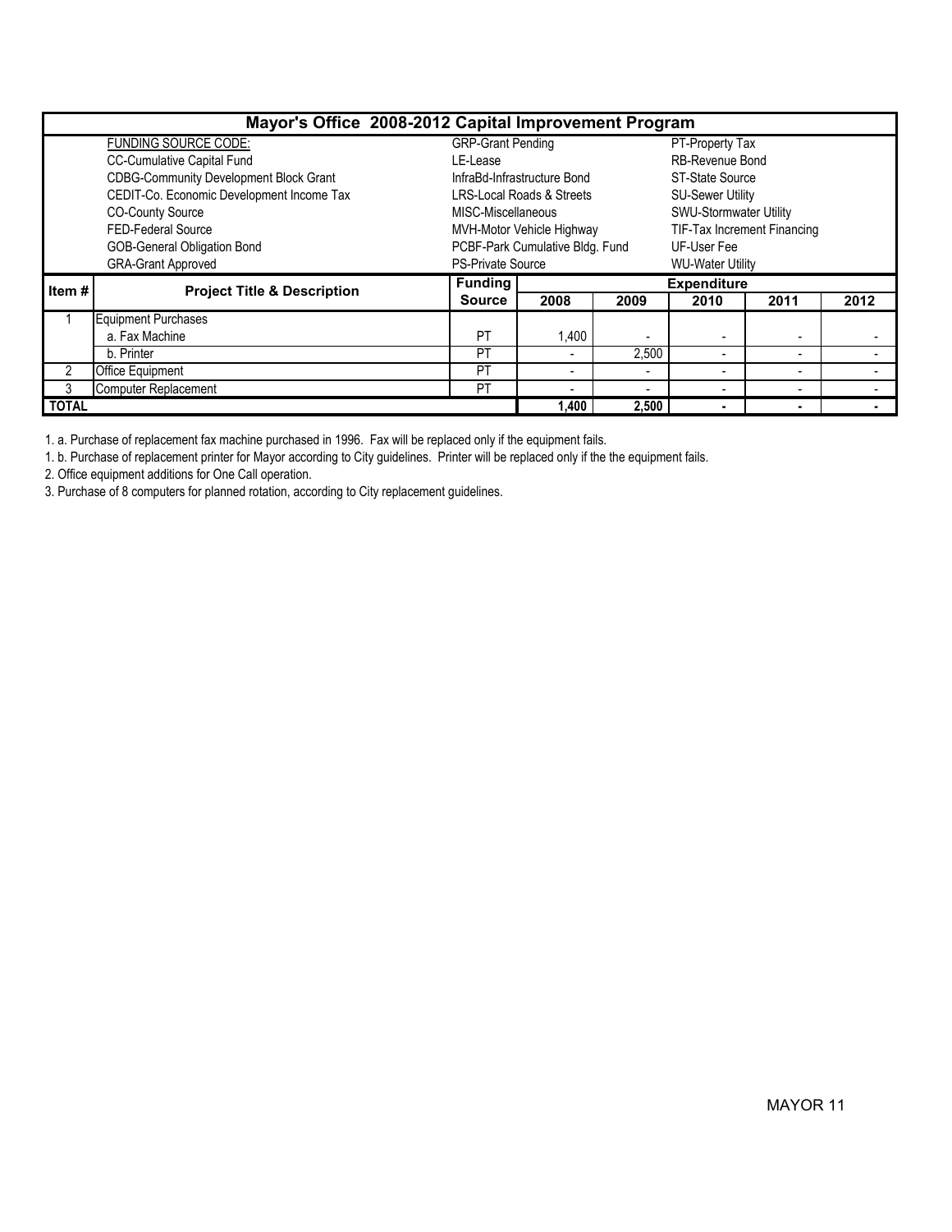# Mayor's Office 2008-2012 Capital Improvement Program

| FUNDING SOURCE CODE: | | |
|---|---|---|
| CC-Cumulative Capital Fund | GRP-Grant Pending | PT-Property Tax |
| CDBG-Community Development Block Grant | LE-Lease | RB-Revenue Bond |
| CEDIT-Co. Economic Development Income Tax | InfraBd-Infrastructure Bond | ST-State Source |
| CO-County Source | LRS-Local Roads & Streets | SU-Sewer Utility |
| FED-Federal Source | MISC-Miscellaneous | SWU-Stormwater Utility |
| GOB-General Obligation Bond | MVH-Motor Vehicle Highway | TIF-Tax Increment Financing |
| GRA-Grant Approved | PCBF-Park Cumulative Bldg. Fund | UF-User Fee |
| | PS-Private Source | WU-Water Utility |

| Item # | Project Title & Description | Funding Source | Expenditure | | | | |
|---|---|---|---|---|---|---|---|
| | | | 2008 | 2009 | 2010 | 2011 | 2012 |
| 1 | Equipment Purchases | | | | | | |
| | a. Fax Machine | PT | 1,400 | - | - | - | - |
| | b. Printer | PT | - | 2,500 | - | - | - |
| 2 | Office Equipment | PT | - | - | - | - | - |
| 3 | Computer Replacement | PT | - | - | - | - | - |
| **TOTAL** | | | **1,400** | **2,500** | **-** | **-** | **-** |

1. a. Purchase of replacement fax machine purchased in 1996. Fax will be replaced only if the equipment fails.

1. b. Purchase of replacement printer for Mayor according to City guidelines. Printer will be replaced only if the the equipment fails.

2. Office equipment additions for One Call operation.

3. Purchase of 8 computers for planned rotation, according to City replacement guidelines.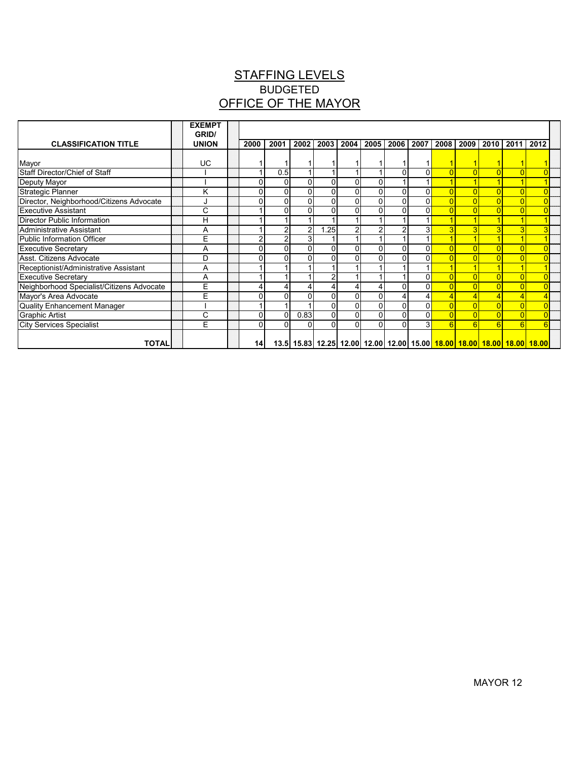# STAFFING LEVELS

## BUDGETED

## OFFICE OF THE MAYOR

| CLASSIFICATION TITLE | EXEMPT GRID/ UNION | 2000 | 2001 | 2002 | 2003 | 2004 | 2005 | 2006 | 2007 | 2008 | 2009 | 2010 | 2011 | 2012 |
|---|---|---|---|---|---|---|---|---|---|---|---|---|---|---|
| Mayor | UC | 1 | 1 | 1 | 1 | 1 | 1 | 1 | 1 | 1 | 1 | 1 | 1 | 1 |
| Staff Director/Chief of Staff | I | 1 | 0.5 | 1 | 1 | 1 | 1 | 0 | 0 | 0 | 0 | 0 | 0 | 0 |
| Deputy Mayor | I | 0 | 0 | 0 | 0 | 0 | 0 | 1 | 1 | 1 | 1 | 1 | 1 | 1 |
| Strategic Planner | K | 0 | 0 | 0 | 0 | 0 | 0 | 0 | 0 | 0 | 0 | 0 | 0 | 0 |
| Director, Neighborhood/Citizens Advocate | J | 0 | 0 | 0 | 0 | 0 | 0 | 0 | 0 | 0 | 0 | 0 | 0 | 0 |
| Executive Assistant | C | 1 | 0 | 0 | 0 | 0 | 0 | 0 | 0 | 0 | 0 | 0 | 0 | 0 |
| Director Public Information | H | 1 | 1 | 1 | 1 | 1 | 1 | 1 | 1 | 1 | 1 | 1 | 1 | 1 |
| Administrative Assistant | A | 1 | 2 | 2 | 1.25 | 2 | 2 | 2 | 3 | 3 | 3 | 3 | 3 | 3 |
| Public Information Officer | E | 2 | 2 | 3 | 1 | 1 | 1 | 1 | 1 | 1 | 1 | 1 | 1 | 1 |
| Executive Secretary | A | 0 | 0 | 0 | 0 | 0 | 0 | 0 | 0 | 0 | 0 | 0 | 0 | 0 |
| Asst. Citizens Advocate | D | 0 | 0 | 0 | 0 | 0 | 0 | 0 | 0 | 0 | 0 | 0 | 0 | 0 |
| Receptionist/Administrative Assistant | A | 1 | 1 | 1 | 1 | 1 | 1 | 1 | 1 | 1 | 1 | 1 | 1 | 1 |
| Executive Secretary | A | 1 | 1 | 1 | 2 | 1 | 1 | 1 | 0 | 0 | 0 | 0 | 0 | 0 |
| Neighborhood Specialist/Citizens Advocate | E | 4 | 4 | 4 | 4 | 4 | 4 | 0 | 0 | 0 | 0 | 0 | 0 | 0 |
| Mayor's Area Advocate | E | 0 | 0 | 0 | 0 | 0 | 0 | 4 | 4 | 4 | 4 | 4 | 4 | 4 |
| Quality Enhancement Manager | I | 1 | 1 | 1 | 0 | 0 | 0 | 0 | 0 | 0 | 0 | 0 | 0 | 0 |
| Graphic Artist | C | 0 | 0 | 0.83 | 0 | 0 | 0 | 0 | 0 | 0 | 0 | 0 | 0 | 0 |
| City Services Specialist | E | 0 | 0 | 0 | 0 | 0 | 0 | 0 | 3 | 6 | 6 | 6 | 6 | 6 |
| **TOTAL** | | 14 | 13.5 | 15.83 | 12.25 | 12.00 | 12.00 | 12.00 | 15.00 | 18.00 | 18.00 | 18.00 | 18.00 | 18.00 |

MAYOR 12